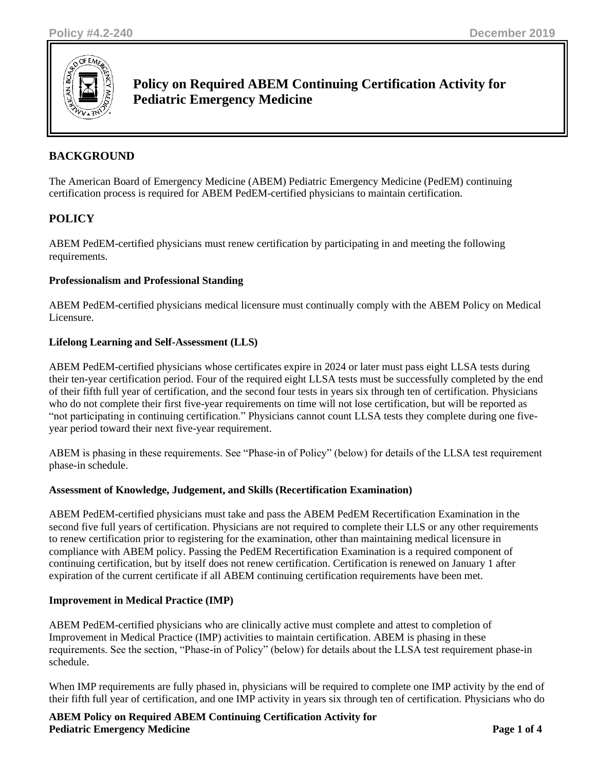# Policy on Required ABEM Continuing Certification Activity for Pediatric Emergency Medicine

## BACKGROUND

The American Board of Emergency Medicine (ABEM) Pediatric Emergency Medicine (PedEM) continuing certification process is required for ABEM PedEM-certified physicians to maintain certification.

## POLICY

ABEM PedEM-certified physicians must renew certification by participating in and meeting the following requirements.

### Professionalism and Professional Standing

ABEM PedEM-certified physicians medical licensure must continually comply with the ABEM Policy on Medical Licensure.

### Lifelong Learning and Self-Assessment (LLS)

ABEM PedEM-certified physicians whose certificates expire in 2024 or later must pass eight LLSA tests during their ten-year certification period. Four of the required eight LLSA tests must be successfully completed by the end of their fifth full year of certification, and the second four tests in years six through ten of certification. Physicians who do not complete their first five-year requirements on time will not lose certification, but will be reported as "not participating in continuing certification." Physicians cannot count LLSA tests they complete during one five-year period toward their next five-year requirement.

ABEM is phasing in these requirements. See "Phase-in of Policy" (below) for details of the LLSA test requirement phase-in schedule.

### Assessment of Knowledge, Judgement, and Skills (Recertification Examination)

ABEM PedEM-certified physicians must take and pass the ABEM PedEM Recertification Examination in the second five full years of certification. Physicians are not required to complete their LLS or any other requirements to renew certification prior to registering for the examination, other than maintaining medical licensure in compliance with ABEM policy. Passing the PedEM Recertification Examination is a required component of continuing certification, but by itself does not renew certification. Certification is renewed on January 1 after expiration of the current certificate if all ABEM continuing certification requirements have been met.

### Improvement in Medical Practice (IMP)

ABEM PedEM-certified physicians who are clinically active must complete and attest to completion of Improvement in Medical Practice (IMP) activities to maintain certification. ABEM is phasing in these requirements. See the section, "Phase-in of Policy" (below) for details about the LLSA test requirement phase-in schedule.

When IMP requirements are fully phased in, physicians will be required to complete one IMP activity by the end of their fifth full year of certification, and one IMP activity in years six through ten of certification. Physicians who do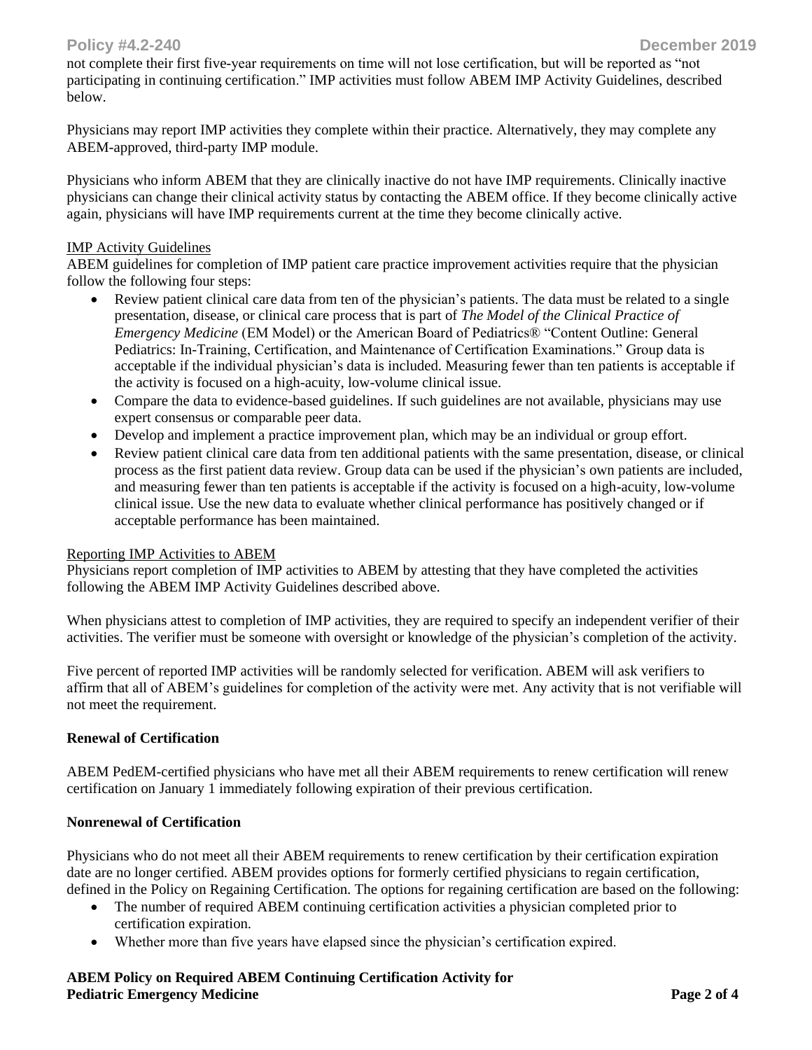not complete their first five-year requirements on time will not lose certification, but will be reported as "not participating in continuing certification." IMP activities must follow ABEM IMP Activity Guidelines, described below.

Physicians may report IMP activities they complete within their practice. Alternatively, they may complete any ABEM-approved, third-party IMP module.

Physicians who inform ABEM that they are clinically inactive do not have IMP requirements. Clinically inactive physicians can change their clinical activity status by contacting the ABEM office. If they become clinically active again, physicians will have IMP requirements current at the time they become clinically active.

<u>IMP Activity Guidelines</u>

ABEM guidelines for completion of IMP patient care practice improvement activities require that the physician follow the following four steps:

- Review patient clinical care data from ten of the physician's patients. The data must be related to a single presentation, disease, or clinical care process that is part of *The Model of the Clinical Practice of Emergency Medicine* (EM Model) or the American Board of Pediatrics® "Content Outline: General Pediatrics: In-Training, Certification, and Maintenance of Certification Examinations." Group data is acceptable if the individual physician's data is included. Measuring fewer than ten patients is acceptable if the activity is focused on a high-acuity, low-volume clinical issue.
- Compare the data to evidence-based guidelines. If such guidelines are not available, physicians may use expert consensus or comparable peer data.
- Develop and implement a practice improvement plan, which may be an individual or group effort.
- Review patient clinical care data from ten additional patients with the same presentation, disease, or clinical process as the first patient data review. Group data can be used if the physician's own patients are included, and measuring fewer than ten patients is acceptable if the activity is focused on a high-acuity, low-volume clinical issue. Use the new data to evaluate whether clinical performance has positively changed or if acceptable performance has been maintained.

<u>Reporting IMP Activities to ABEM</u>

Physicians report completion of IMP activities to ABEM by attesting that they have completed the activities following the ABEM IMP Activity Guidelines described above.

When physicians attest to completion of IMP activities, they are required to specify an independent verifier of their activities. The verifier must be someone with oversight or knowledge of the physician's completion of the activity.

Five percent of reported IMP activities will be randomly selected for verification. ABEM will ask verifiers to affirm that all of ABEM's guidelines for completion of the activity were met. Any activity that is not verifiable will not meet the requirement.

**Renewal of Certification**

ABEM PedEM-certified physicians who have met all their ABEM requirements to renew certification will renew certification on January 1 immediately following expiration of their previous certification.

**Nonrenewal of Certification**

Physicians who do not meet all their ABEM requirements to renew certification by their certification expiration date are no longer certified. ABEM provides options for formerly certified physicians to regain certification, defined in the Policy on Regaining Certification. The options for regaining certification are based on the following:

- The number of required ABEM continuing certification activities a physician completed prior to certification expiration.
- Whether more than five years have elapsed since the physician's certification expired.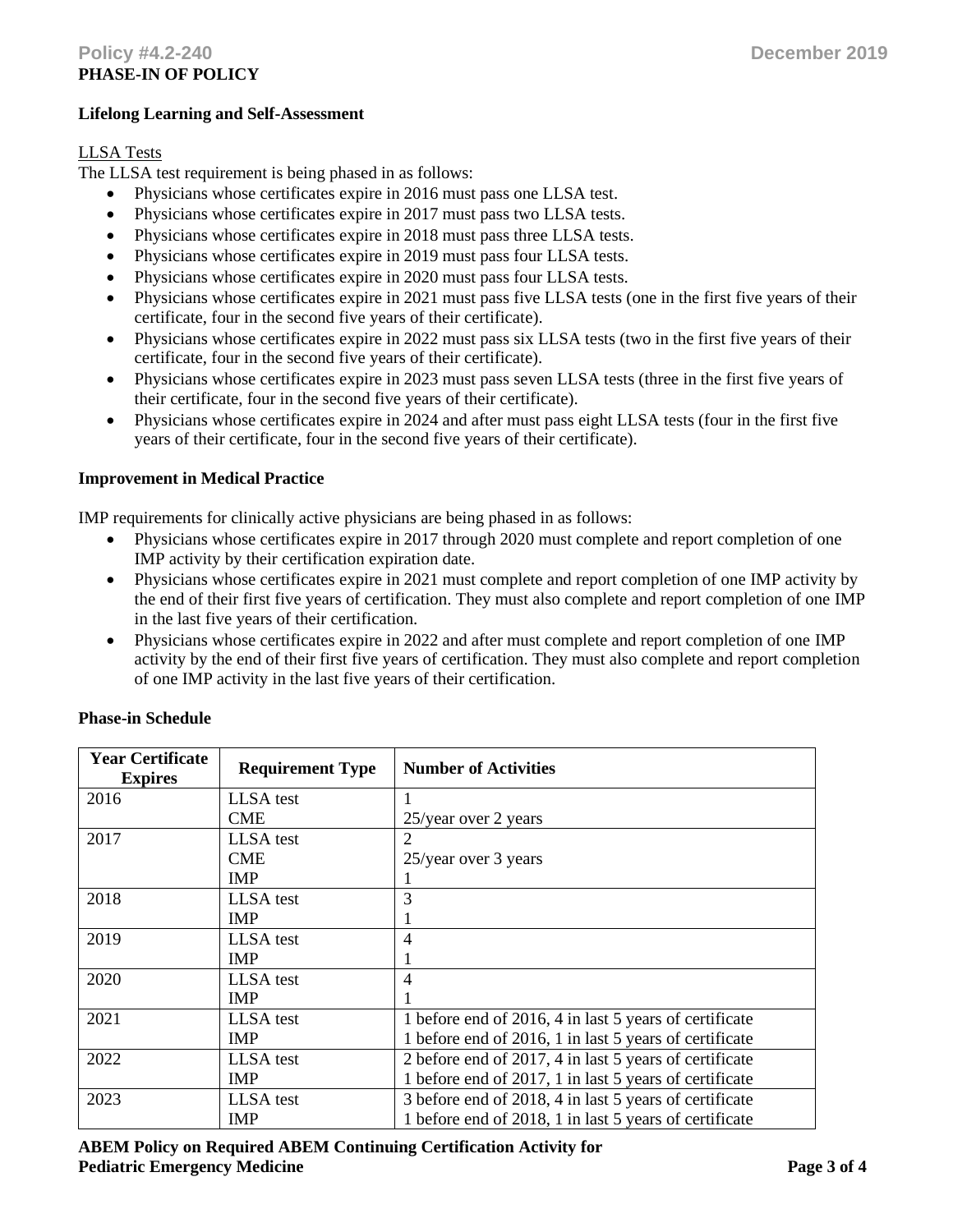**PHASE-IN OF POLICY**

**Lifelong Learning and Self-Assessment**

LLSA Tests

The LLSA test requirement is being phased in as follows:

- Physicians whose certificates expire in 2016 must pass one LLSA test.
- Physicians whose certificates expire in 2017 must pass two LLSA tests.
- Physicians whose certificates expire in 2018 must pass three LLSA tests.
- Physicians whose certificates expire in 2019 must pass four LLSA tests.
- Physicians whose certificates expire in 2020 must pass four LLSA tests.
- Physicians whose certificates expire in 2021 must pass five LLSA tests (one in the first five years of their certificate, four in the second five years of their certificate).
- Physicians whose certificates expire in 2022 must pass six LLSA tests (two in the first five years of their certificate, four in the second five years of their certificate).
- Physicians whose certificates expire in 2023 must pass seven LLSA tests (three in the first five years of their certificate, four in the second five years of their certificate).
- Physicians whose certificates expire in 2024 and after must pass eight LLSA tests (four in the first five years of their certificate, four in the second five years of their certificate).

**Improvement in Medical Practice**

IMP requirements for clinically active physicians are being phased in as follows:

- Physicians whose certificates expire in 2017 through 2020 must complete and report completion of one IMP activity by their certification expiration date.
- Physicians whose certificates expire in 2021 must complete and report completion of one IMP activity by the end of their first five years of certification. They must also complete and report completion of one IMP in the last five years of their certification.
- Physicians whose certificates expire in 2022 and after must complete and report completion of one IMP activity by the end of their first five years of certification. They must also complete and report completion of one IMP activity in the last five years of their certification.

**Phase-in Schedule**

| Year Certificate Expires | Requirement Type | Number of Activities |
|---|---|---|
| 2016 | LLSA test<br>CME | 1<br>25/year over 2 years |
| 2017 | LLSA test<br>CME<br>IMP | 2<br>25/year over 3 years<br>1 |
| 2018 | LLSA test<br>IMP | 3<br>1 |
| 2019 | LLSA test<br>IMP | 4<br>1 |
| 2020 | LLSA test<br>IMP | 4<br>1 |
| 2021 | LLSA test<br>IMP | 1 before end of 2016, 4 in last 5 years of certificate<br>1 before end of 2016, 1 in last 5 years of certificate |
| 2022 | LLSA test<br>IMP | 2 before end of 2017, 4 in last 5 years of certificate<br>1 before end of 2017, 1 in last 5 years of certificate |
| 2023 | LLSA test<br>IMP | 3 before end of 2018, 4 in last 5 years of certificate<br>1 before end of 2018, 1 in last 5 years of certificate |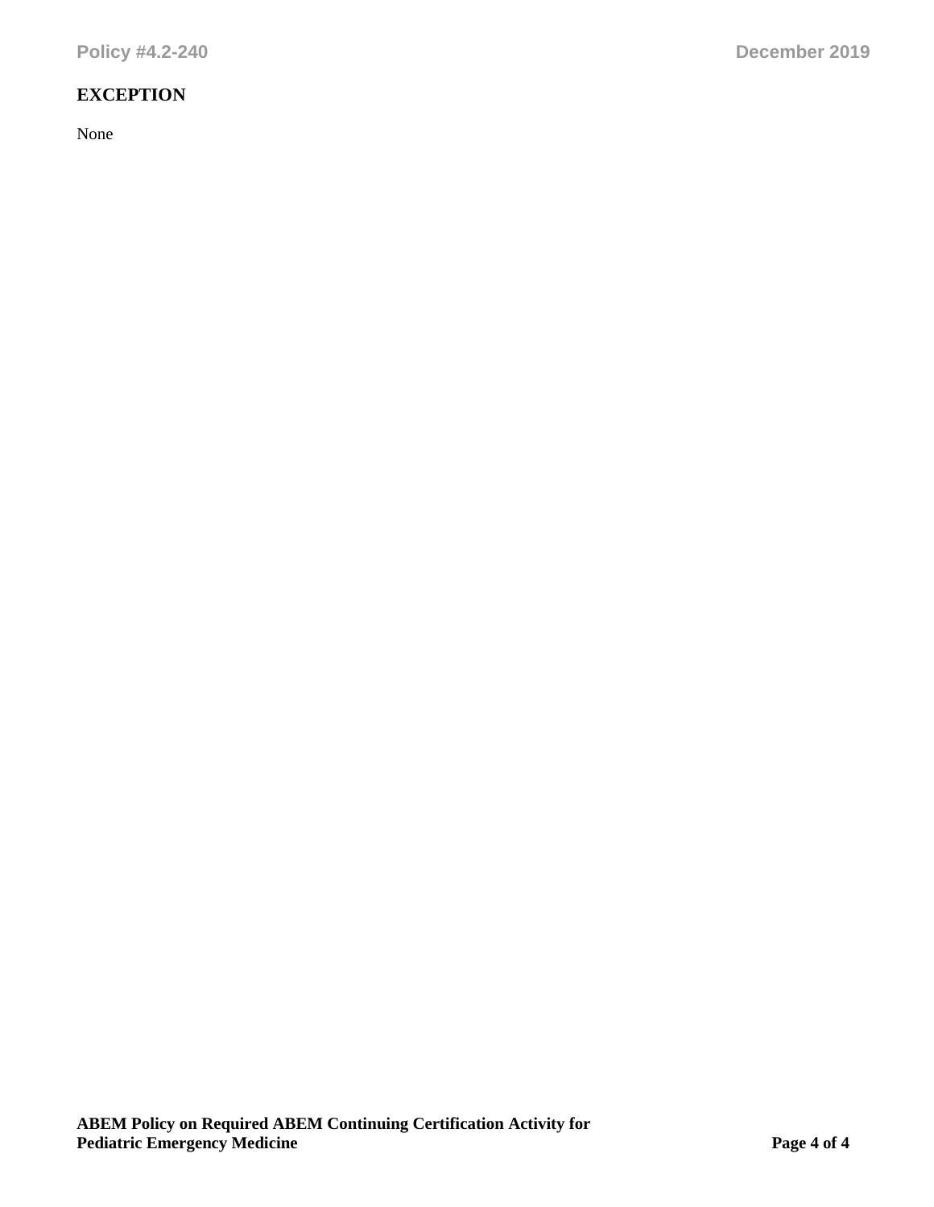## EXCEPTION

None